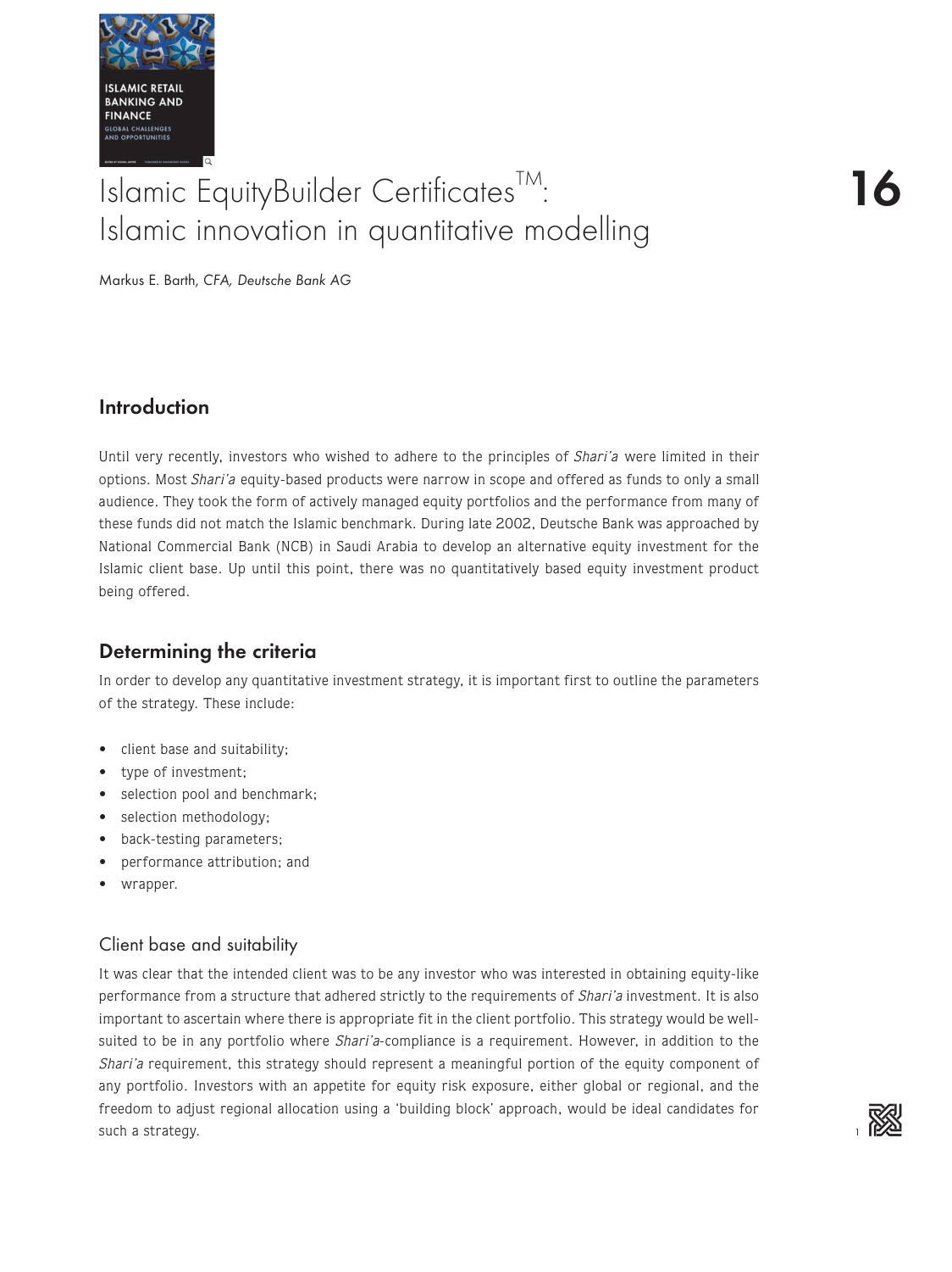# Islamic EquityBuilder Certificates™: Islamic innovation in quantitative modelling

16

Markus E. Barth, *CFA, Deutsche Bank AG*

## Introduction

Until very recently, investors who wished to adhere to the principles of *Shari'a* were limited in their options. Most *Shari'a* equity-based products were narrow in scope and offered as funds to only a small audience. They took the form of actively managed equity portfolios and the performance from many of these funds did not match the Islamic benchmark. During late 2002, Deutsche Bank was approached by National Commercial Bank (NCB) in Saudi Arabia to develop an alternative equity investment for the Islamic client base. Up until this point, there was no quantitatively based equity investment product being offered.

## Determining the criteria

In order to develop any quantitative investment strategy, it is important first to outline the parameters of the strategy. These include:

- client base and suitability;
- type of investment;
- selection pool and benchmark;
- selection methodology;
- back-testing parameters;
- performance attribution; and
- wrapper.

### Client base and suitability

It was clear that the intended client was to be any investor who was interested in obtaining equity-like performance from a structure that adhered strictly to the requirements of *Shari'a* investment. It is also important to ascertain where there is appropriate fit in the client portfolio. This strategy would be well-suited to be in any portfolio where *Shari'a*-compliance is a requirement. However, in addition to the *Shari'a* requirement, this strategy should represent a meaningful portion of the equity component of any portfolio. Investors with an appetite for equity risk exposure, either global or regional, and the freedom to adjust regional allocation using a 'building block' approach, would be ideal candidates for such a strategy.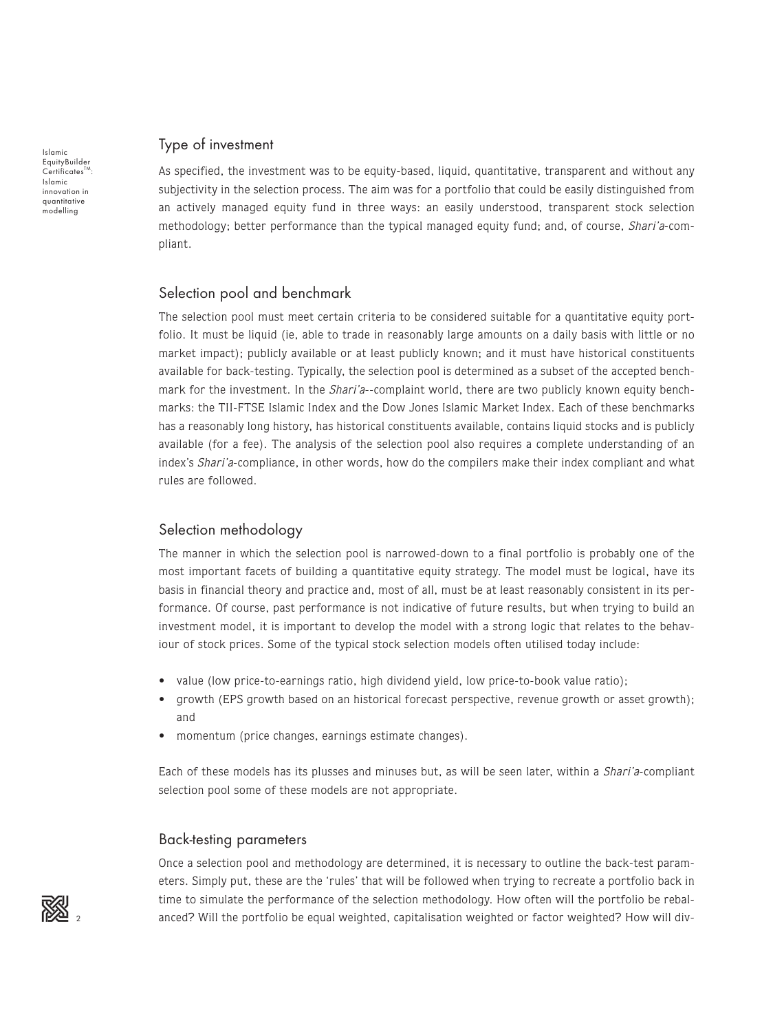## Type of investment

As specified, the investment was to be equity-based, liquid, quantitative, transparent and without any subjectivity in the selection process. The aim was for a portfolio that could be easily distinguished from an actively managed equity fund in three ways: an easily understood, transparent stock selection methodology; better performance than the typical managed equity fund; and, of course, *Shari'a*-compliant.

## Selection pool and benchmark

The selection pool must meet certain criteria to be considered suitable for a quantitative equity portfolio. It must be liquid (ie, able to trade in reasonably large amounts on a daily basis with little or no market impact); publicly available or at least publicly known; and it must have historical constituents available for back-testing. Typically, the selection pool is determined as a subset of the accepted benchmark for the investment. In the *Shari'a*--complaint world, there are two publicly known equity benchmarks: the TII-FTSE Islamic Index and the Dow Jones Islamic Market Index. Each of these benchmarks has a reasonably long history, has historical constituents available, contains liquid stocks and is publicly available (for a fee). The analysis of the selection pool also requires a complete understanding of an index's *Shari'a*-compliance, in other words, how do the compilers make their index compliant and what rules are followed.

## Selection methodology

The manner in which the selection pool is narrowed-down to a final portfolio is probably one of the most important facets of building a quantitative equity strategy. The model must be logical, have its basis in financial theory and practice and, most of all, must be at least reasonably consistent in its performance. Of course, past performance is not indicative of future results, but when trying to build an investment model, it is important to develop the model with a strong logic that relates to the behaviour of stock prices. Some of the typical stock selection models often utilised today include:

- value (low price-to-earnings ratio, high dividend yield, low price-to-book value ratio);
- growth (EPS growth based on an historical forecast perspective, revenue growth or asset growth); and
- momentum (price changes, earnings estimate changes).

Each of these models has its plusses and minuses but, as will be seen later, within a *Shari'a*-compliant selection pool some of these models are not appropriate.

## Back-testing parameters

Once a selection pool and methodology are determined, it is necessary to outline the back-test parameters. Simply put, these are the 'rules' that will be followed when trying to recreate a portfolio back in time to simulate the performance of the selection methodology. How often will the portfolio be rebalanced? Will the portfolio be equal weighted, capitalisation weighted or factor weighted? How will div-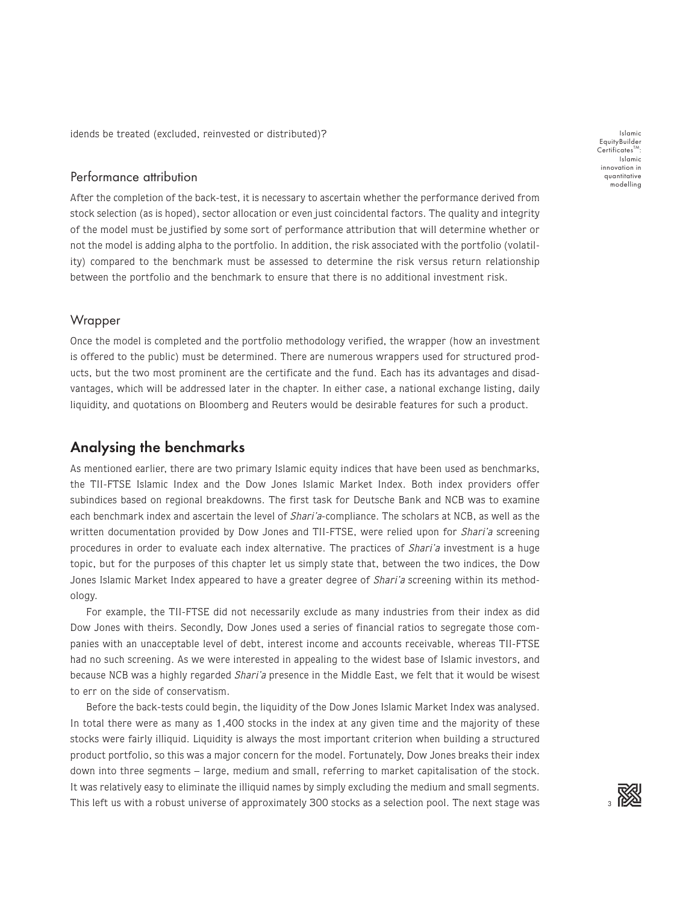idends be treated (excluded, reinvested or distributed)?

### Performance attribution

After the completion of the back-test, it is necessary to ascertain whether the performance derived from stock selection (as is hoped), sector allocation or even just coincidental factors. The quality and integrity of the model must be justified by some sort of performance attribution that will determine whether or not the model is adding alpha to the portfolio. In addition, the risk associated with the portfolio (volatility) compared to the benchmark must be assessed to determine the risk versus return relationship between the portfolio and the benchmark to ensure that there is no additional investment risk.

### Wrapper

Once the model is completed and the portfolio methodology verified, the wrapper (how an investment is offered to the public) must be determined. There are numerous wrappers used for structured products, but the two most prominent are the certificate and the fund. Each has its advantages and disadvantages, which will be addressed later in the chapter. In either case, a national exchange listing, daily liquidity, and quotations on Bloomberg and Reuters would be desirable features for such a product.

## Analysing the benchmarks

As mentioned earlier, there are two primary Islamic equity indices that have been used as benchmarks, the TII-FTSE Islamic Index and the Dow Jones Islamic Market Index. Both index providers offer subindices based on regional breakdowns. The first task for Deutsche Bank and NCB was to examine each benchmark index and ascertain the level of *Shari'a*-compliance. The scholars at NCB, as well as the written documentation provided by Dow Jones and TII-FTSE, were relied upon for *Shari'a* screening procedures in order to evaluate each index alternative. The practices of *Shari'a* investment is a huge topic, but for the purposes of this chapter let us simply state that, between the two indices, the Dow Jones Islamic Market Index appeared to have a greater degree of *Shari'a* screening within its methodology.

For example, the TII-FTSE did not necessarily exclude as many industries from their index as did Dow Jones with theirs. Secondly, Dow Jones used a series of financial ratios to segregate those companies with an unacceptable level of debt, interest income and accounts receivable, whereas TII-FTSE had no such screening. As we were interested in appealing to the widest base of Islamic investors, and because NCB was a highly regarded *Shari'a* presence in the Middle East, we felt that it would be wisest to err on the side of conservatism.

Before the back-tests could begin, the liquidity of the Dow Jones Islamic Market Index was analysed. In total there were as many as 1,400 stocks in the index at any given time and the majority of these stocks were fairly illiquid. Liquidity is always the most important criterion when building a structured product portfolio, so this was a major concern for the model. Fortunately, Dow Jones breaks their index down into three segments – large, medium and small, referring to market capitalisation of the stock. It was relatively easy to eliminate the illiquid names by simply excluding the medium and small segments. This left us with a robust universe of approximately 300 stocks as a selection pool. The next stage was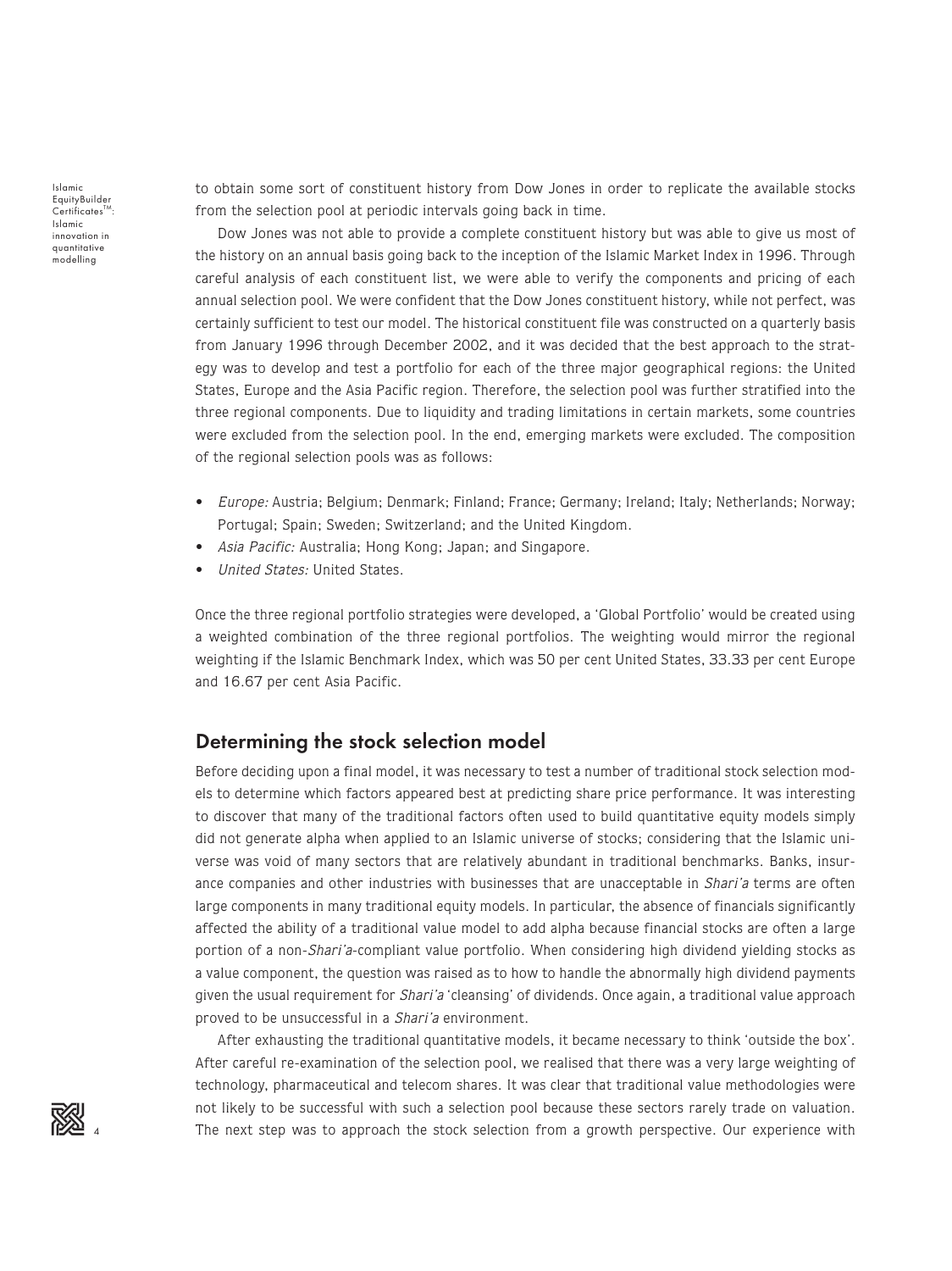to obtain some sort of constituent history from Dow Jones in order to replicate the available stocks from the selection pool at periodic intervals going back in time.

Dow Jones was not able to provide a complete constituent history but was able to give us most of the history on an annual basis going back to the inception of the Islamic Market Index in 1996. Through careful analysis of each constituent list, we were able to verify the components and pricing of each annual selection pool. We were confident that the Dow Jones constituent history, while not perfect, was certainly sufficient to test our model. The historical constituent file was constructed on a quarterly basis from January 1996 through December 2002, and it was decided that the best approach to the strategy was to develop and test a portfolio for each of the three major geographical regions: the United States, Europe and the Asia Pacific region. Therefore, the selection pool was further stratified into the three regional components. Due to liquidity and trading limitations in certain markets, some countries were excluded from the selection pool. In the end, emerging markets were excluded. The composition of the regional selection pools was as follows:

- *Europe:* Austria; Belgium; Denmark; Finland; France; Germany; Ireland; Italy; Netherlands; Norway; Portugal; Spain; Sweden; Switzerland; and the United Kingdom.
- *Asia Pacific:* Australia; Hong Kong; Japan; and Singapore.
- *United States:* United States.

Once the three regional portfolio strategies were developed, a 'Global Portfolio' would be created using a weighted combination of the three regional portfolios. The weighting would mirror the regional weighting if the Islamic Benchmark Index, which was 50 per cent United States, 33.33 per cent Europe and 16.67 per cent Asia Pacific.

## Determining the stock selection model

Before deciding upon a final model, it was necessary to test a number of traditional stock selection models to determine which factors appeared best at predicting share price performance. It was interesting to discover that many of the traditional factors often used to build quantitative equity models simply did not generate alpha when applied to an Islamic universe of stocks; considering that the Islamic universe was void of many sectors that are relatively abundant in traditional benchmarks. Banks, insurance companies and other industries with businesses that are unacceptable in *Shari'a* terms are often large components in many traditional equity models. In particular, the absence of financials significantly affected the ability of a traditional value model to add alpha because financial stocks are often a large portion of a non-*Shari'a*-compliant value portfolio. When considering high dividend yielding stocks as a value component, the question was raised as to how to handle the abnormally high dividend payments given the usual requirement for *Shari'a* 'cleansing' of dividends. Once again, a traditional value approach proved to be unsuccessful in a *Shari'a* environment.

After exhausting the traditional quantitative models, it became necessary to think 'outside the box'. After careful re-examination of the selection pool, we realised that there was a very large weighting of technology, pharmaceutical and telecom shares. It was clear that traditional value methodologies were not likely to be successful with such a selection pool because these sectors rarely trade on valuation. The next step was to approach the stock selection from a growth perspective. Our experience with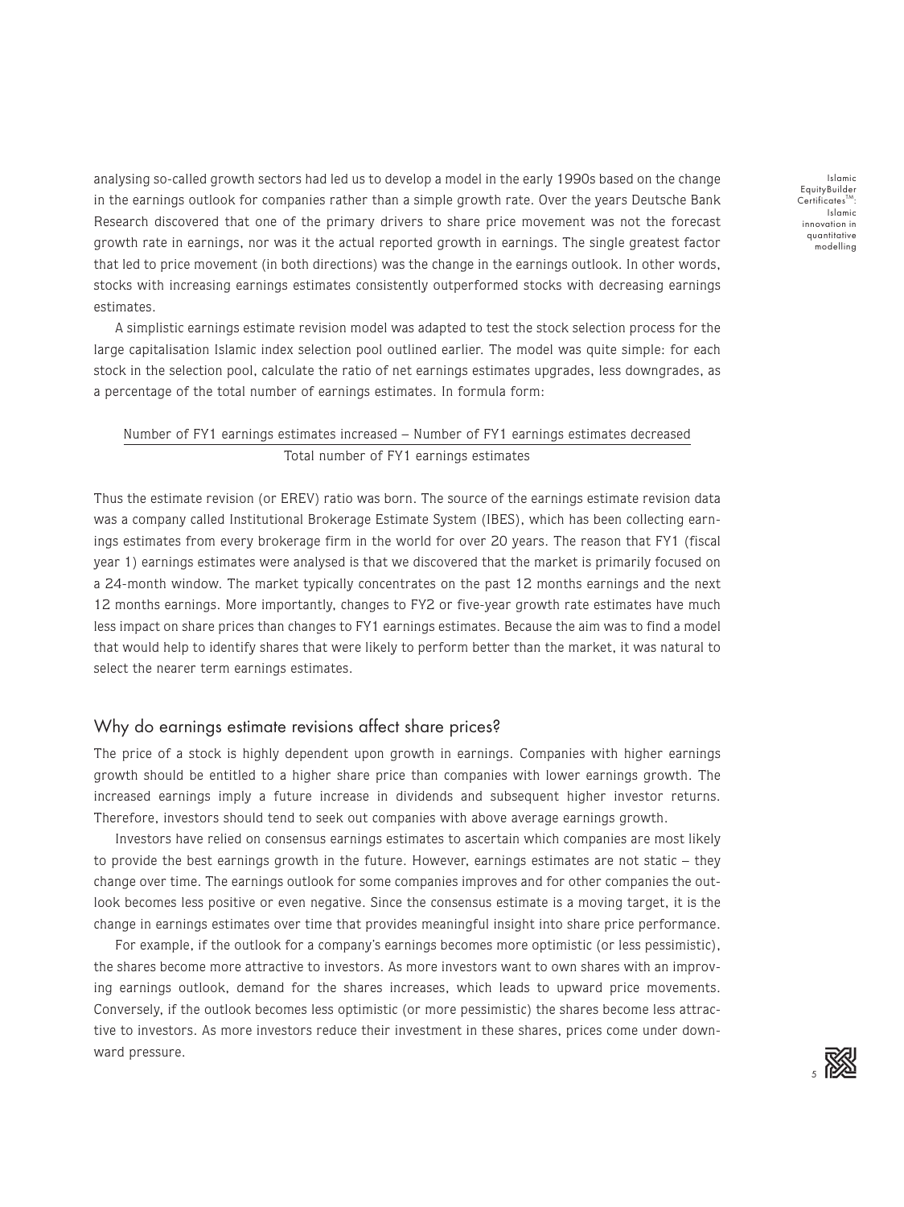analysing so-called growth sectors had led us to develop a model in the early 1990s based on the change in the earnings outlook for companies rather than a simple growth rate. Over the years Deutsche Bank Research discovered that one of the primary drivers to share price movement was not the forecast growth rate in earnings, nor was it the actual reported growth in earnings. The single greatest factor that led to price movement (in both directions) was the change in the earnings outlook. In other words, stocks with increasing earnings estimates consistently outperformed stocks with decreasing earnings estimates.

A simplistic earnings estimate revision model was adapted to test the stock selection process for the large capitalisation Islamic index selection pool outlined earlier. The model was quite simple: for each stock in the selection pool, calculate the ratio of net earnings estimates upgrades, less downgrades, as a percentage of the total number of earnings estimates. In formula form:

$$\frac{\text{Number of FY1 earnings estimates increased} - \text{Number of FY1 earnings estimates decreased}}{\text{Total number of FY1 earnings estimates}}$$

Thus the estimate revision (or EREV) ratio was born. The source of the earnings estimate revision data was a company called Institutional Brokerage Estimate System (IBES), which has been collecting earnings estimates from every brokerage firm in the world for over 20 years. The reason that FY1 (fiscal year 1) earnings estimates were analysed is that we discovered that the market is primarily focused on a 24-month window. The market typically concentrates on the past 12 months earnings and the next 12 months earnings. More importantly, changes to FY2 or five-year growth rate estimates have much less impact on share prices than changes to FY1 earnings estimates. Because the aim was to find a model that would help to identify shares that were likely to perform better than the market, it was natural to select the nearer term earnings estimates.

## Why do earnings estimate revisions affect share prices?

The price of a stock is highly dependent upon growth in earnings. Companies with higher earnings growth should be entitled to a higher share price than companies with lower earnings growth. The increased earnings imply a future increase in dividends and subsequent higher investor returns. Therefore, investors should tend to seek out companies with above average earnings growth.

Investors have relied on consensus earnings estimates to ascertain which companies are most likely to provide the best earnings growth in the future. However, earnings estimates are not static – they change over time. The earnings outlook for some companies improves and for other companies the outlook becomes less positive or even negative. Since the consensus estimate is a moving target, it is the change in earnings estimates over time that provides meaningful insight into share price performance.

For example, if the outlook for a company's earnings becomes more optimistic (or less pessimistic), the shares become more attractive to investors. As more investors want to own shares with an improving earnings outlook, demand for the shares increases, which leads to upward price movements. Conversely, if the outlook becomes less optimistic (or more pessimistic) the shares become less attractive to investors. As more investors reduce their investment in these shares, prices come under downward pressure.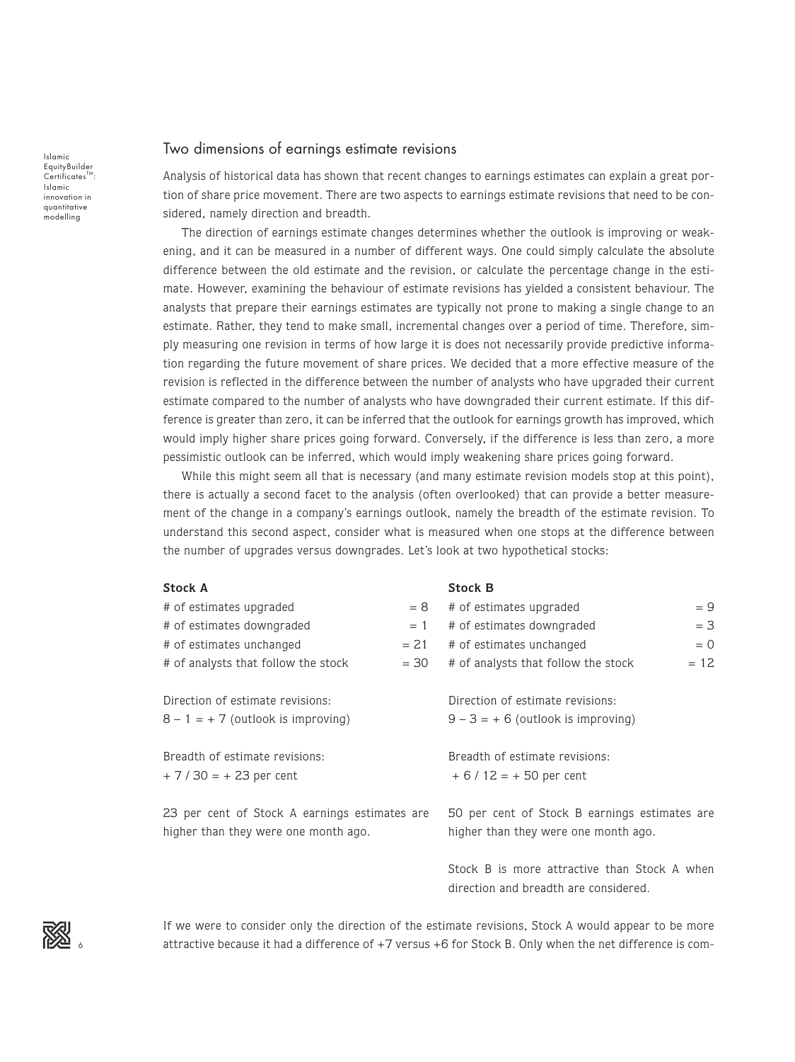## Two dimensions of earnings estimate revisions

Analysis of historical data has shown that recent changes to earnings estimates can explain a great portion of share price movement. There are two aspects to earnings estimate revisions that need to be considered, namely direction and breadth.

The direction of earnings estimate changes determines whether the outlook is improving or weakening, and it can be measured in a number of different ways. One could simply calculate the absolute difference between the old estimate and the revision, or calculate the percentage change in the estimate. However, examining the behaviour of estimate revisions has yielded a consistent behaviour. The analysts that prepare their earnings estimates are typically not prone to making a single change to an estimate. Rather, they tend to make small, incremental changes over a period of time. Therefore, simply measuring one revision in terms of how large it is does not necessarily provide predictive information regarding the future movement of share prices. We decided that a more effective measure of the revision is reflected in the difference between the number of analysts who have upgraded their current estimate compared to the number of analysts who have downgraded their current estimate. If this difference is greater than zero, it can be inferred that the outlook for earnings growth has improved, which would imply higher share prices going forward. Conversely, if the difference is less than zero, a more pessimistic outlook can be inferred, which would imply weakening share prices going forward.

While this might seem all that is necessary (and many estimate revision models stop at this point), there is actually a second facet to the analysis (often overlooked) that can provide a better measurement of the change in a company's earnings outlook, namely the breadth of the estimate revision. To understand this second aspect, consider what is measured when one stops at the difference between the number of upgrades versus downgrades. Let's look at two hypothetical stocks:

**Stock A**

| | |
|---|---|
| # of estimates upgraded | = 8 |
| # of estimates downgraded | = 1 |
| # of estimates unchanged | = 21 |
| # of analysts that follow the stock | = 30 |

Direction of estimate revisions:
8 – 1 = + 7 (outlook is improving)

Breadth of estimate revisions:
+ 7 / 30 = + 23 per cent

23 per cent of Stock A earnings estimates are higher than they were one month ago.

**Stock B**

| | |
|---|---|
| # of estimates upgraded | = 9 |
| # of estimates downgraded | = 3 |
| # of estimates unchanged | = 0 |
| # of analysts that follow the stock | = 12 |

Direction of estimate revisions:
9 – 3 = + 6 (outlook is improving)

Breadth of estimate revisions:
+ 6 / 12 = + 50 per cent

50 per cent of Stock B earnings estimates are higher than they were one month ago.

Stock B is more attractive than Stock A when direction and breadth are considered.

If we were to consider only the direction of the estimate revisions, Stock A would appear to be more attractive because it had a difference of +7 versus +6 for Stock B. Only when the net difference is com-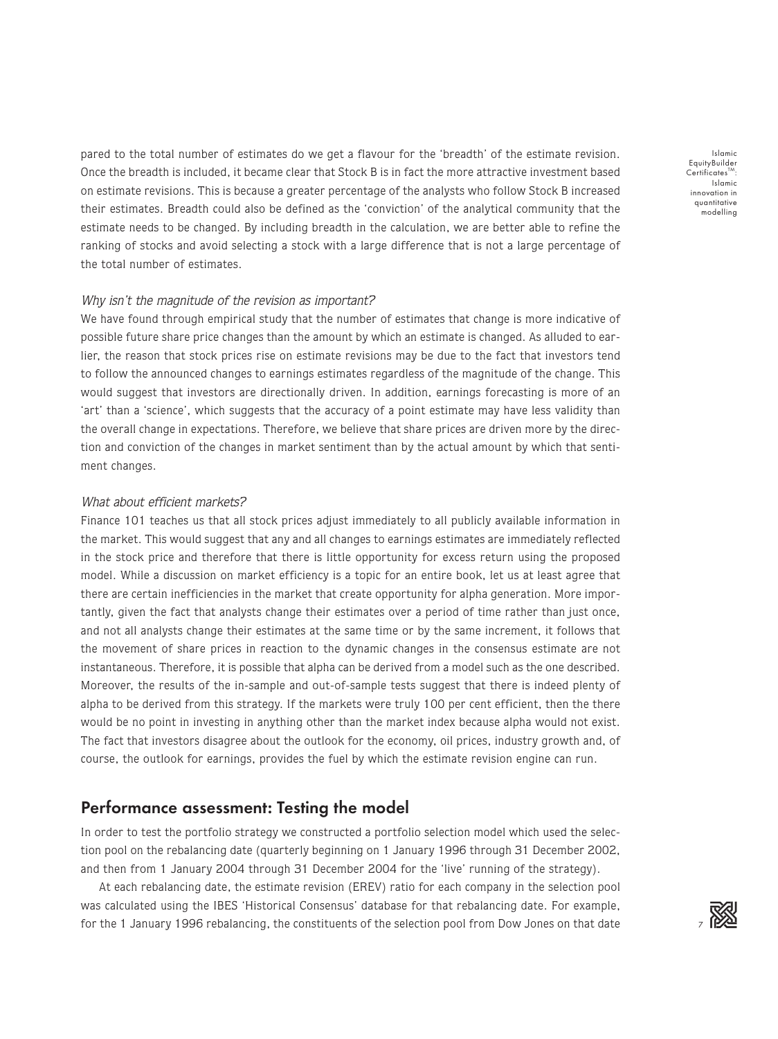pared to the total number of estimates do we get a flavour for the 'breadth' of the estimate revision. Once the breadth is included, it became clear that Stock B is in fact the more attractive investment based on estimate revisions. This is because a greater percentage of the analysts who follow Stock B increased their estimates. Breadth could also be defined as the 'conviction' of the analytical community that the estimate needs to be changed. By including breadth in the calculation, we are better able to refine the ranking of stocks and avoid selecting a stock with a large difference that is not a large percentage of the total number of estimates.

*Why isn't the magnitude of the revision as important?*

We have found through empirical study that the number of estimates that change is more indicative of possible future share price changes than the amount by which an estimate is changed. As alluded to earlier, the reason that stock prices rise on estimate revisions may be due to the fact that investors tend to follow the announced changes to earnings estimates regardless of the magnitude of the change. This would suggest that investors are directionally driven. In addition, earnings forecasting is more of an 'art' than a 'science', which suggests that the accuracy of a point estimate may have less validity than the overall change in expectations. Therefore, we believe that share prices are driven more by the direction and conviction of the changes in market sentiment than by the actual amount by which that sentiment changes.

*What about efficient markets?*

Finance 101 teaches us that all stock prices adjust immediately to all publicly available information in the market. This would suggest that any and all changes to earnings estimates are immediately reflected in the stock price and therefore that there is little opportunity for excess return using the proposed model. While a discussion on market efficiency is a topic for an entire book, let us at least agree that there are certain inefficiencies in the market that create opportunity for alpha generation. More importantly, given the fact that analysts change their estimates over a period of time rather than just once, and not all analysts change their estimates at the same time or by the same increment, it follows that the movement of share prices in reaction to the dynamic changes in the consensus estimate are not instantaneous. Therefore, it is possible that alpha can be derived from a model such as the one described. Moreover, the results of the in-sample and out-of-sample tests suggest that there is indeed plenty of alpha to be derived from this strategy. If the markets were truly 100 per cent efficient, then the there would be no point in investing in anything other than the market index because alpha would not exist. The fact that investors disagree about the outlook for the economy, oil prices, industry growth and, of course, the outlook for earnings, provides the fuel by which the estimate revision engine can run.

## Performance assessment: Testing the model

In order to test the portfolio strategy we constructed a portfolio selection model which used the selection pool on the rebalancing date (quarterly beginning on 1 January 1996 through 31 December 2002, and then from 1 January 2004 through 31 December 2004 for the 'live' running of the strategy).

At each rebalancing date, the estimate revision (EREV) ratio for each company in the selection pool was calculated using the IBES 'Historical Consensus' database for that rebalancing date. For example, for the 1 January 1996 rebalancing, the constituents of the selection pool from Dow Jones on that date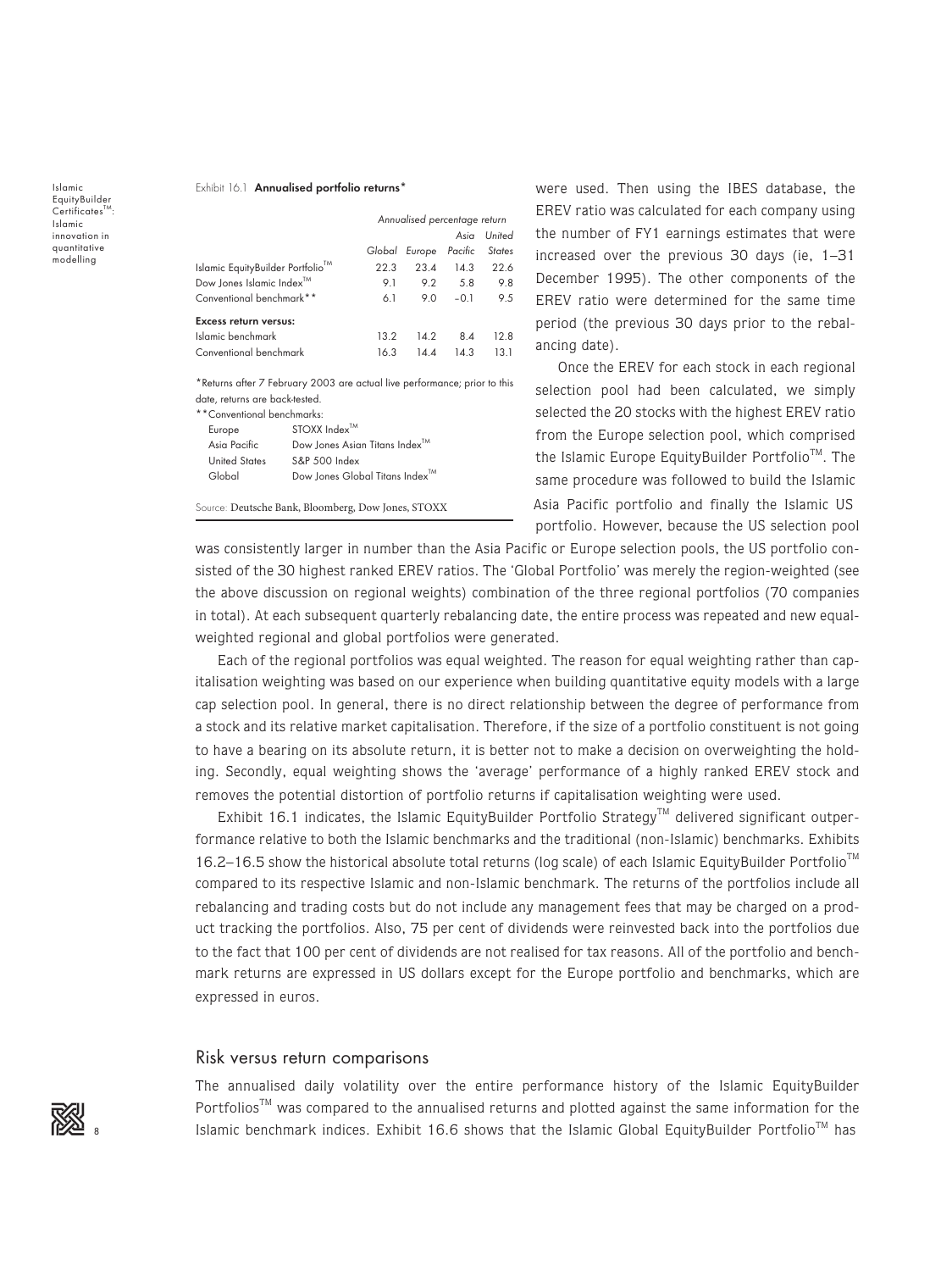Exhibit 16.1 **Annualised portfolio returns***

| | Annualised percentage return | | | |
|---|---|---|---|---|
| | Global | Europe | Asia Pacific | United States |
| Islamic EquityBuilder Portfolio™ | 22.3 | 23.4 | 14.3 | 22.6 |
| Dow Jones Islamic Index™ | 9.1 | 9.2 | 5.8 | 9.8 |
| Conventional benchmark** | 6.1 | 9.0 | –0.1 | 9.5 |
| **Excess return versus:** | | | | |
| Islamic benchmark | 13.2 | 14.2 | 8.4 | 12.8 |
| Conventional benchmark | 16.3 | 14.4 | 14.3 | 13.1 |

*Returns after 7 February 2003 are actual live performance; prior to this date, returns are back-tested.

**Conventional benchmarks:

| | |
|---|---|
| Europe | STOXX Index™ |
| Asia Pacific | Dow Jones Asian Titans Index™ |
| United States | S&P 500 Index |
| Global | Dow Jones Global Titans Index™ |

Source: Deutsche Bank, Bloomberg, Dow Jones, STOXX

were used. Then using the IBES database, the EREV ratio was calculated for each company using the number of FY1 earnings estimates that were increased over the previous 30 days (ie, 1–31 December 1995). The other components of the EREV ratio were determined for the same time period (the previous 30 days prior to the rebalancing date).

Once the EREV for each stock in each regional selection pool had been calculated, we simply selected the 20 stocks with the highest EREV ratio from the Europe selection pool, which comprised the Islamic Europe EquityBuilder Portfolio™. The same procedure was followed to build the Islamic Asia Pacific portfolio and finally the Islamic US portfolio. However, because the US selection pool was consistently larger in number than the Asia Pacific or Europe selection pools, the US portfolio consisted of the 30 highest ranked EREV ratios. The 'Global Portfolio' was merely the region-weighted (see the above discussion on regional weights) combination of the three regional portfolios (70 companies in total). At each subsequent quarterly rebalancing date, the entire process was repeated and new equal-weighted regional and global portfolios were generated.

Each of the regional portfolios was equal weighted. The reason for equal weighting rather than capitalisation weighting was based on our experience when building quantitative equity models with a large cap selection pool. In general, there is no direct relationship between the degree of performance from a stock and its relative market capitalisation. Therefore, if the size of a portfolio constituent is not going to have a bearing on its absolute return, it is better not to make a decision on overweighting the holding. Secondly, equal weighting shows the 'average' performance of a highly ranked EREV stock and removes the potential distortion of portfolio returns if capitalisation weighting were used.

Exhibit 16.1 indicates, the Islamic EquityBuilder Portfolio Strategy™ delivered significant outperformance relative to both the Islamic benchmarks and the traditional (non-Islamic) benchmarks. Exhibits 16.2–16.5 show the historical absolute total returns (log scale) of each Islamic EquityBuilder Portfolio™ compared to its respective Islamic and non-Islamic benchmark. The returns of the portfolios include all rebalancing and trading costs but do not include any management fees that may be charged on a product tracking the portfolios. Also, 75 per cent of dividends were reinvested back into the portfolios due to the fact that 100 per cent of dividends are not realised for tax reasons. All of the portfolio and benchmark returns are expressed in US dollars except for the Europe portfolio and benchmarks, which are expressed in euros.

## Risk versus return comparisons

The annualised daily volatility over the entire performance history of the Islamic EquityBuilder Portfolios™ was compared to the annualised returns and plotted against the same information for the Islamic benchmark indices. Exhibit 16.6 shows that the Islamic Global EquityBuilder Portfolio™ has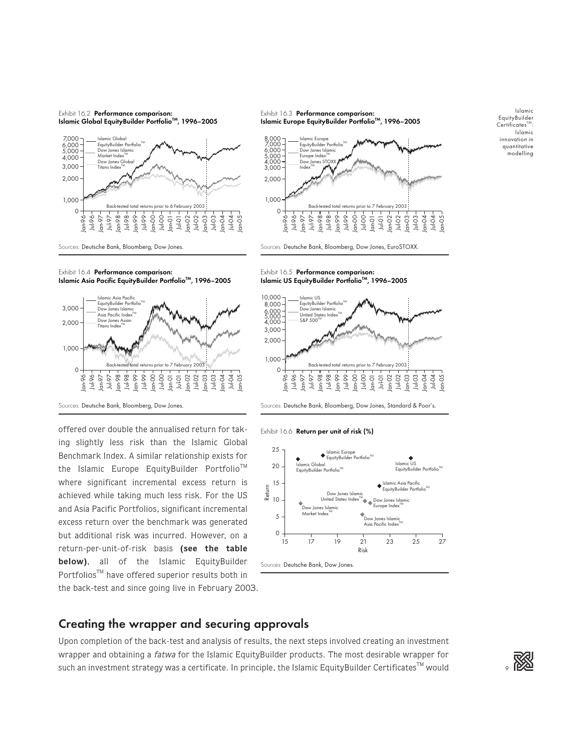Exhibit 16.2 **Performance comparison: Islamic Global EquityBuilder Portfolio™, 1996–2005**

7,000
6,000
5,000
4,000
3,000
2,000
1,000
0

Islamic Global EquityBuilder Portfolio™
Dow Jones Islamic Market Index™
Dow Jones Global Titans Index™

Back-tested total returns prior to 6 February 2003

Jan-96 Jul-96 Jan-97 Jul-97 Jan-98 Jul-98 Jan-99 Jul-99 Jan-00 Jul-00 Jan-01 Jul-01 Jan-02 Jul-02 Jan-03 Jul-03 Jan-04 Jul-04 Jan-05

Sources: Deutsche Bank, Bloomberg, Dow Jones.

Exhibit 16.3 **Performance comparison: Islamic Europe EquityBuilder Portfolio™, 1996–2005**

8,000
7,000
6,000
5,000
4,000
3,000
2,000
1,000
0

Islamic Europe EquityBuilder Portfolio™
Dow Jones Islamic Europe Index™
Dow Jones STOXX Index™

Back-tested total returns prior to 7 February 2003

Jan-96 Jul-96 Jan-97 Jul-97 Jan-98 Jul-98 Jan-99 Jul-99 Jan-00 Jul-00 Jan-01 Jul-01 Jan-02 Jul-02 Jan-03 Jul-03 Jan-04 Jul-04 Jan-05

Sources: Deutsche Bank, Bloomberg, Dow Jones, EuroSTOXX.

Exhibit 16.4 **Performance comparison: Islamic Asia Pacific EquityBuilder Portfolio™, 1996–2005**

3,000
2,000
1,000
0

Islamic Asia Pacific EquityBuilder Portfolio™
Dow Jones Islamic Asia Pacific Index™
Dow Jones Asian Titans Index™

Back-tested total returns prior to 7 February 2003

Jan-96 Jul-96 Jan-97 Jul-97 Jan-98 Jul-98 Jan-99 Jul-99 Jan-00 Jul-00 Jan-01 Jul-01 Jan-02 Jul-02 Jan-03 Jul-03 Jan-04 Jul-04 Jan-05

Sources: Deutsche Bank, Bloomberg, Dow Jones.

Exhibit 16.5 **Performance comparison: Islamic US EquityBuilder Portfolio™, 1996–2005**

10,000
8,000
7,000
6,000
5,000
4,000
3,000
2,000
1,000
0

Islamic US EquityBuilder Portfolio™
Dow Jones Islamic United States Index™
S&P 500™

Back-tested total returns prior to 7 February 2003

Jan-96 Jul-96 Jan-97 Jul-97 Jan-98 Jul-98 Jan-99 Jul-99 Jan-00 Jul-00 Jan-01 Jul-01 Jan-02 Jul-02 Jan-03 Jul-03 Jan-04 Jul-04 Jan-05

Sources: Deutsche Bank, Bloomberg, Dow Jones, Standard & Poor's.

offered over double the annualised return for taking slightly less risk than the Islamic Global Benchmark Index. A similar relationship exists for the Islamic Europe EquityBuilder Portfolio™ where significant incremental excess return is achieved while taking much less risk. For the US and Asia Pacific Portfolios, significant incremental excess return over the benchmark was generated but additional risk was incurred. However, on a return-per-unit-of-risk basis **(see the table below)**, all of the Islamic EquityBuilder Portfolios™ have offered superior results both in the back-test and since going live in February 2003.

Exhibit 16.6 **Return per unit of risk (%)**

Return
25
20
15
10
5
0

Risk
15 17 19 21 23 25 27

Islamic Europe EquityBuilder Portfolio™
Islamic Global EquityBuilder Portfolio™
Islamic US EquityBuilder Portfolio™
Islamic Asia Pacific EquityBuilder Portfolio™
Dow Jones Islamic United States Index™
Dow Jones Islamic Europe Index™
Dow Jones Islamic Market Index™
Dow Jones Islamic Asia Pacific Index™

Sources: Deutsche Bank, Dow Jones.

## Creating the wrapper and securing approvals

Upon completion of the back-test and analysis of results, the next steps involved creating an investment wrapper and obtaining a *fatwa* for the Islamic EquityBuilder products. The most desirable wrapper for such an investment strategy was a certificate. In principle, the Islamic EquityBuilder Certificates™ would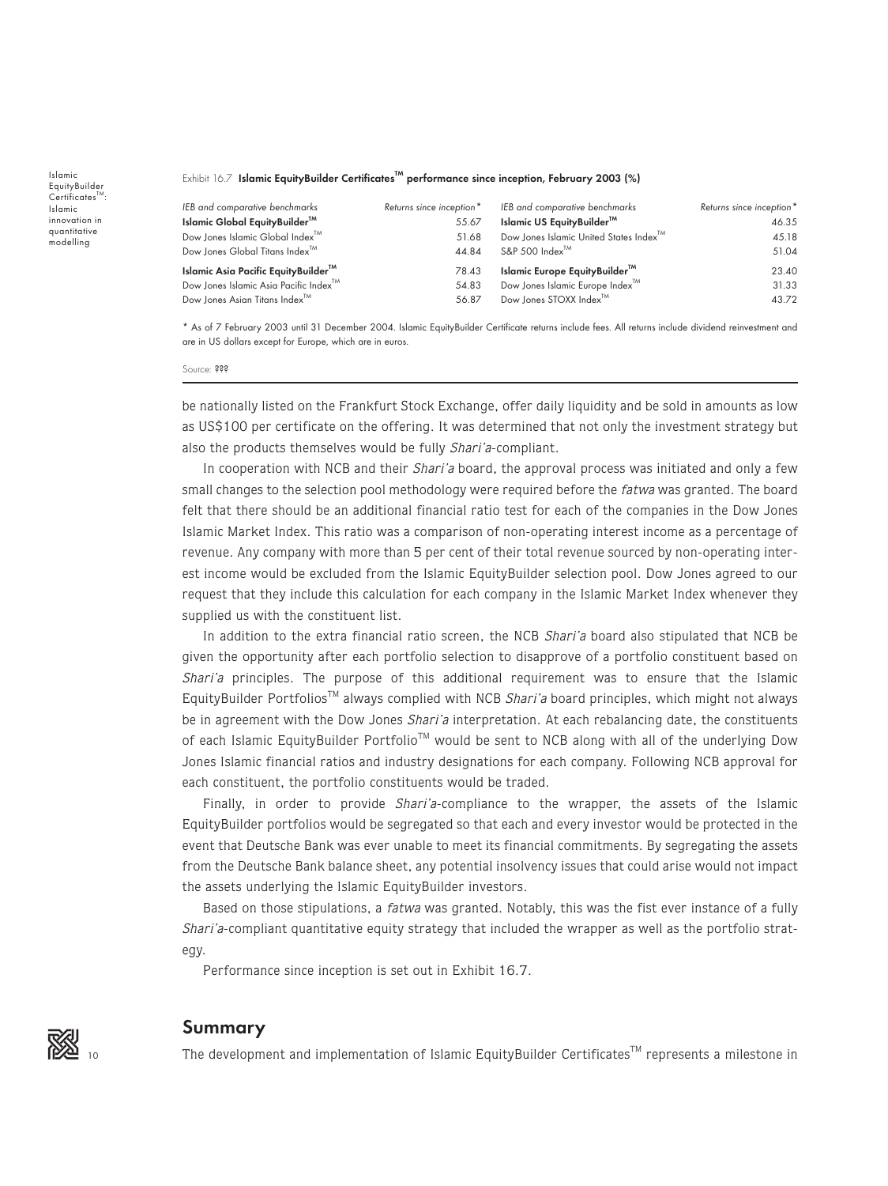Exhibit 16.7 **Islamic EquityBuilder Certificates™ performance since inception, February 2003 (%)**

| *IEB and comparative benchmarks* | *Returns since inception\** | *IEB and comparative benchmarks* | *Returns since inception\** |
|---|---|---|---|
| **Islamic Global EquityBuilder™** | 55.67 | **Islamic US EquityBuilder™** | 46.35 |
| Dow Jones Islamic Global Index™ | 51.68 | Dow Jones Islamic United States Index™ | 45.18 |
| Dow Jones Global Titans Index™ | 44.84 | S&P 500 Index™ | 51.04 |
| **Islamic Asia Pacific EquityBuilder™** | 78.43 | **Islamic Europe EquityBuilder™** | 23.40 |
| Dow Jones Islamic Asia Pacific Index™ | 54.83 | Dow Jones Islamic Europe Index™ | 31.33 |
| Dow Jones Asian Titans Index™ | 56.87 | Dow Jones STOXX Index™ | 43.72 |

\* As of 7 February 2003 until 31 December 2004. Islamic EquityBuilder Certificate returns include fees. All returns include dividend reinvestment and are in US dollars except for Europe, which are in euros.

Source: ???

be nationally listed on the Frankfurt Stock Exchange, offer daily liquidity and be sold in amounts as low as US$100 per certificate on the offering. It was determined that not only the investment strategy but also the products themselves would be fully *Shari'a*-compliant.

In cooperation with NCB and their *Shari'a* board, the approval process was initiated and only a few small changes to the selection pool methodology were required before the *fatwa* was granted. The board felt that there should be an additional financial ratio test for each of the companies in the Dow Jones Islamic Market Index. This ratio was a comparison of non-operating interest income as a percentage of revenue. Any company with more than 5 per cent of their total revenue sourced by non-operating interest income would be excluded from the Islamic EquityBuilder selection pool. Dow Jones agreed to our request that they include this calculation for each company in the Islamic Market Index whenever they supplied us with the constituent list.

In addition to the extra financial ratio screen, the NCB *Shari'a* board also stipulated that NCB be given the opportunity after each portfolio selection to disapprove of a portfolio constituent based on *Shari'a* principles. The purpose of this additional requirement was to ensure that the Islamic EquityBuilder Portfolios™ always complied with NCB *Shari'a* board principles, which might not always be in agreement with the Dow Jones *Shari'a* interpretation. At each rebalancing date, the constituents of each Islamic EquityBuilder Portfolio™ would be sent to NCB along with all of the underlying Dow Jones Islamic financial ratios and industry designations for each company. Following NCB approval for each constituent, the portfolio constituents would be traded.

Finally, in order to provide *Shari'a*-compliance to the wrapper, the assets of the Islamic EquityBuilder portfolios would be segregated so that each and every investor would be protected in the event that Deutsche Bank was ever unable to meet its financial commitments. By segregating the assets from the Deutsche Bank balance sheet, any potential insolvency issues that could arise would not impact the assets underlying the Islamic EquityBuilder investors.

Based on those stipulations, a *fatwa* was granted. Notably, this was the fist ever instance of a fully *Shari'a*-compliant quantitative equity strategy that included the wrapper as well as the portfolio strategy.

Performance since inception is set out in Exhibit 16.7.

## Summary

The development and implementation of Islamic EquityBuilder Certificates™ represents a milestone in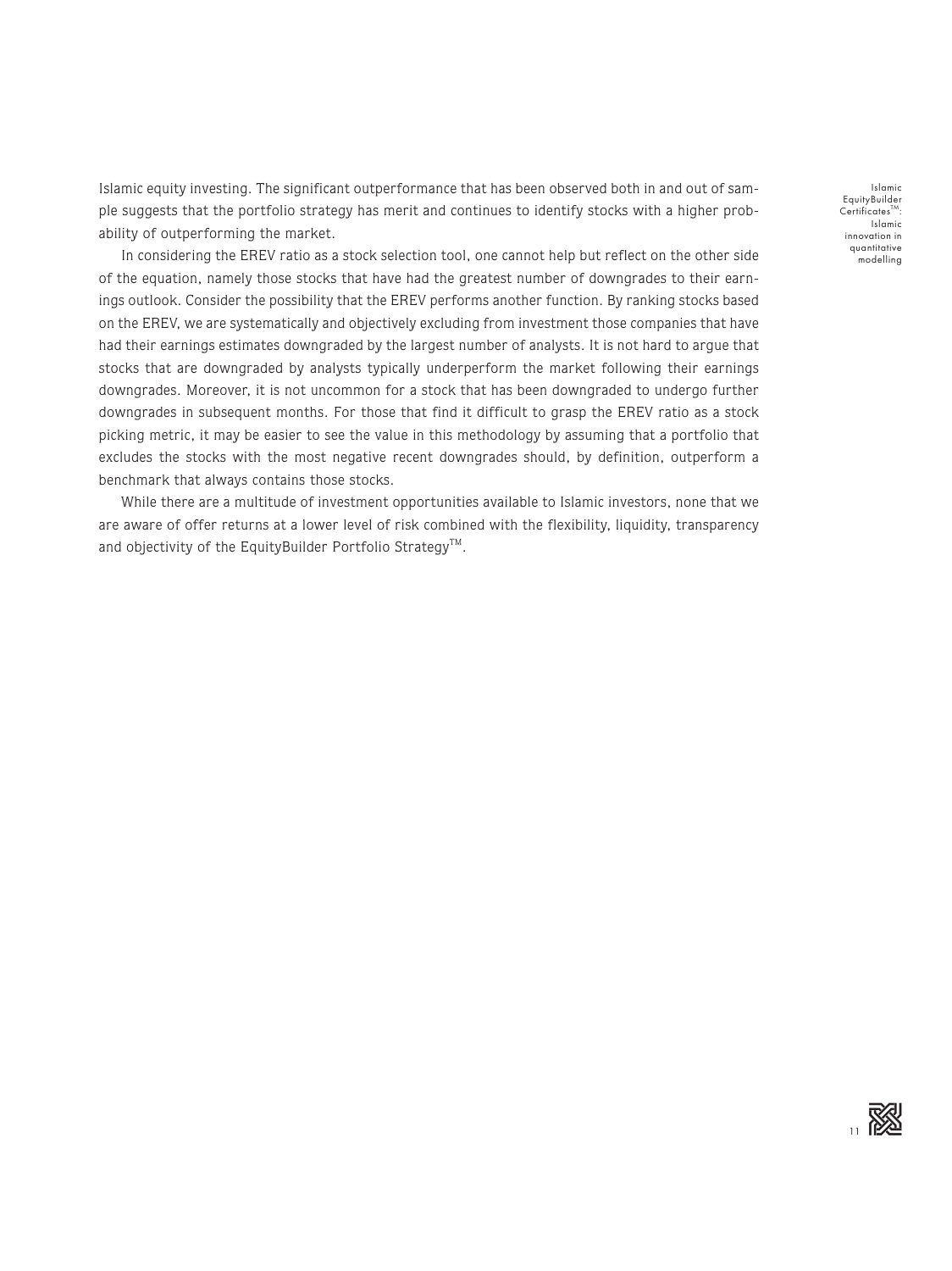Islamic equity investing. The significant outperformance that has been observed both in and out of sample suggests that the portfolio strategy has merit and continues to identify stocks with a higher probability of outperforming the market.

In considering the EREV ratio as a stock selection tool, one cannot help but reflect on the other side of the equation, namely those stocks that have had the greatest number of downgrades to their earnings outlook. Consider the possibility that the EREV performs another function. By ranking stocks based on the EREV, we are systematically and objectively excluding from investment those companies that have had their earnings estimates downgraded by the largest number of analysts. It is not hard to argue that stocks that are downgraded by analysts typically underperform the market following their earnings downgrades. Moreover, it is not uncommon for a stock that has been downgraded to undergo further downgrades in subsequent months. For those that find it difficult to grasp the EREV ratio as a stock picking metric, it may be easier to see the value in this methodology by assuming that a portfolio that excludes the stocks with the most negative recent downgrades should, by definition, outperform a benchmark that always contains those stocks.

While there are a multitude of investment opportunities available to Islamic investors, none that we are aware of offer returns at a lower level of risk combined with the flexibility, liquidity, transparency and objectivity of the EquityBuilder Portfolio Strategy™.